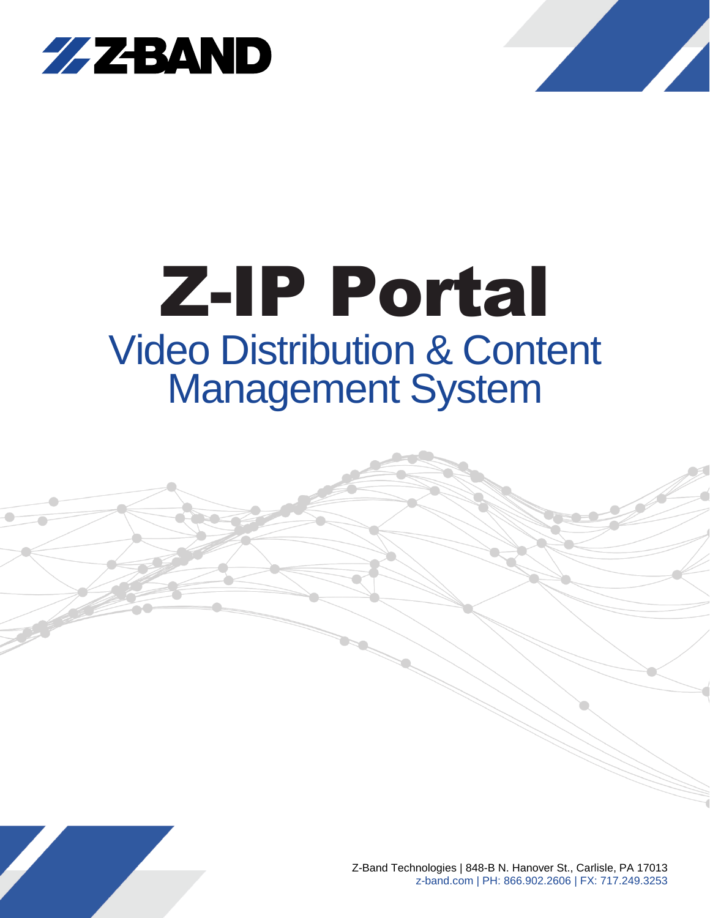Z-BAND

# Z-IP Portal

## Video Distribution & Content Management System

Z-Band Technologies | 848-B N. Hanover St., Carlisle, PA 17013
z-band.com | PH: 866.902.2606 | FX: 717.249.3253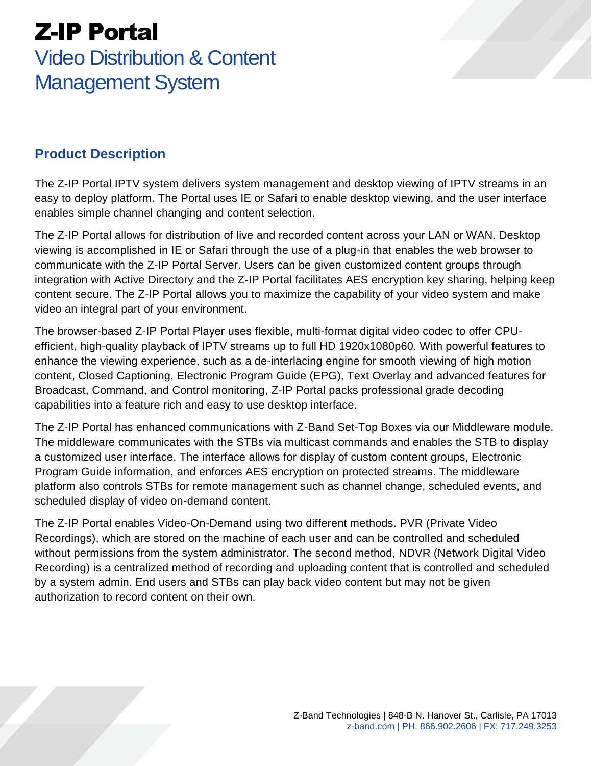# Z-IP Portal

## Video Distribution & Content Management System

### Product Description

The Z-IP Portal IPTV system delivers system management and desktop viewing of IPTV streams in an easy to deploy platform. The Portal uses IE or Safari to enable desktop viewing, and the user interface enables simple channel changing and content selection.

The Z-IP Portal allows for distribution of live and recorded content across your LAN or WAN. Desktop viewing is accomplished in IE or Safari through the use of a plug-in that enables the web browser to communicate with the Z-IP Portal Server. Users can be given customized content groups through integration with Active Directory and the Z-IP Portal facilitates AES encryption key sharing, helping keep content secure. The Z-IP Portal allows you to maximize the capability of your video system and make video an integral part of your environment.

The browser-based Z-IP Portal Player uses flexible, multi-format digital video codec to offer CPU-efficient, high-quality playback of IPTV streams up to full HD 1920x1080p60. With powerful features to enhance the viewing experience, such as a de-interlacing engine for smooth viewing of high motion content, Closed Captioning, Electronic Program Guide (EPG), Text Overlay and advanced features for Broadcast, Command, and Control monitoring, Z-IP Portal packs professional grade decoding capabilities into a feature rich and easy to use desktop interface.

The Z-IP Portal has enhanced communications with Z-Band Set-Top Boxes via our Middleware module. The middleware communicates with the STBs via multicast commands and enables the STB to display a customized user interface. The interface allows for display of custom content groups, Electronic Program Guide information, and enforces AES encryption on protected streams. The middleware platform also controls STBs for remote management such as channel change, scheduled events, and scheduled display of video on-demand content.

The Z-IP Portal enables Video-On-Demand using two different methods. PVR (Private Video Recordings), which are stored on the machine of each user and can be controlled and scheduled without permissions from the system administrator. The second method, NDVR (Network Digital Video Recording) is a centralized method of recording and uploading content that is controlled and scheduled by a system admin. End users and STBs can play back video content but may not be given authorization to record content on their own.

Z-Band Technologies | 848-B N. Hanover St., Carlisle, PA 17013
z-band.com | PH: 866.902.2606 | FX: 717.249.3253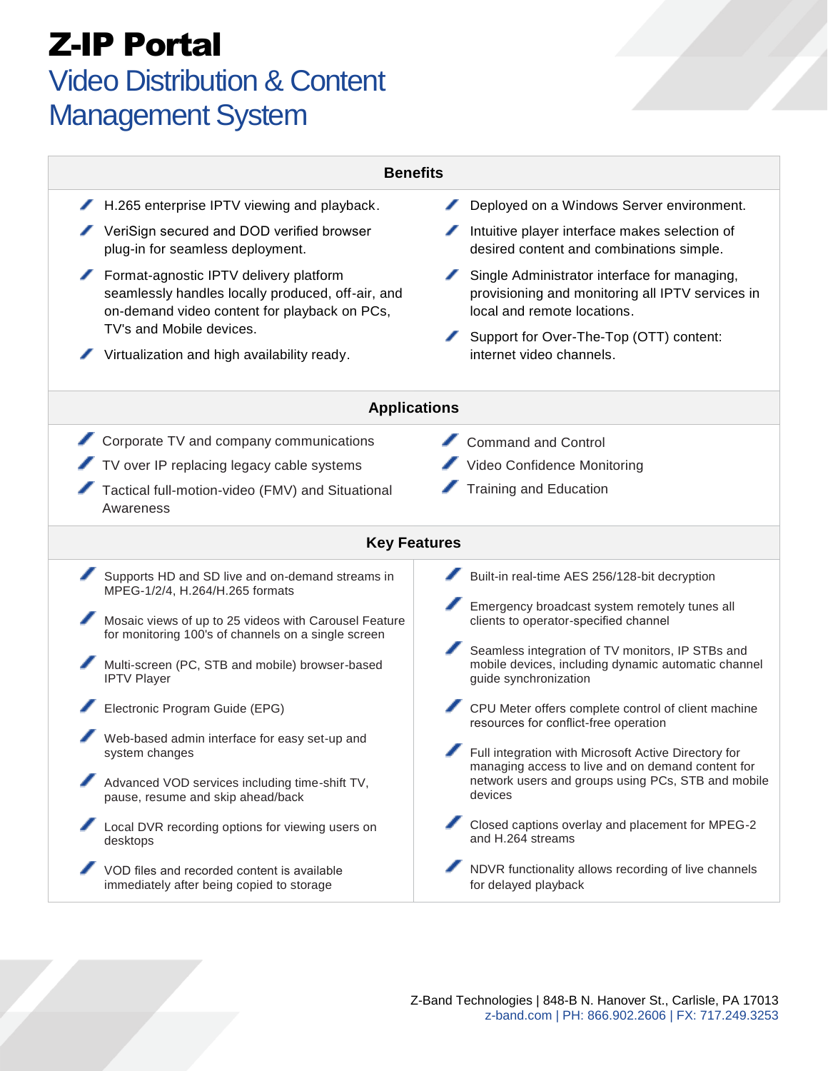# Z-IP Portal

## Video Distribution & Content Management System

### Benefits

- H.265 enterprise IPTV viewing and playback.
- VeriSign secured and DOD verified browser plug-in for seamless deployment.
- Format-agnostic IPTV delivery platform seamlessly handles locally produced, off-air, and on-demand video content for playback on PCs, TV's and Mobile devices.
- Virtualization and high availability ready.
- Deployed on a Windows Server environment.
- Intuitive player interface makes selection of desired content and combinations simple.
- Single Administrator interface for managing, provisioning and monitoring all IPTV services in local and remote locations.
- Support for Over-The-Top (OTT) content: internet video channels.

### Applications

- Corporate TV and company communications
- TV over IP replacing legacy cable systems
- Tactical full-motion-video (FMV) and Situational Awareness
- Command and Control
- Video Confidence Monitoring
- Training and Education

### Key Features

- Supports HD and SD live and on-demand streams in MPEG-1/2/4, H.264/H.265 formats
- Mosaic views of up to 25 videos with Carousel Feature for monitoring 100's of channels on a single screen
- Multi-screen (PC, STB and mobile) browser-based IPTV Player
- Electronic Program Guide (EPG)
- Web-based admin interface for easy set-up and system changes
- Advanced VOD services including time-shift TV, pause, resume and skip ahead/back
- Local DVR recording options for viewing users on desktops
- VOD files and recorded content is available immediately after being copied to storage
- Built-in real-time AES 256/128-bit decryption
- Emergency broadcast system remotely tunes all clients to operator-specified channel
- Seamless integration of TV monitors, IP STBs and mobile devices, including dynamic automatic channel guide synchronization
- CPU Meter offers complete control of client machine resources for conflict-free operation
- Full integration with Microsoft Active Directory for managing access to live and on demand content for network users and groups using PCs, STB and mobile devices
- Closed captions overlay and placement for MPEG-2 and H.264 streams
- NDVR functionality allows recording of live channels for delayed playback

Z-Band Technologies | 848-B N. Hanover St., Carlisle, PA 17013
z-band.com | PH: 866.902.2606 | FX: 717.249.3253